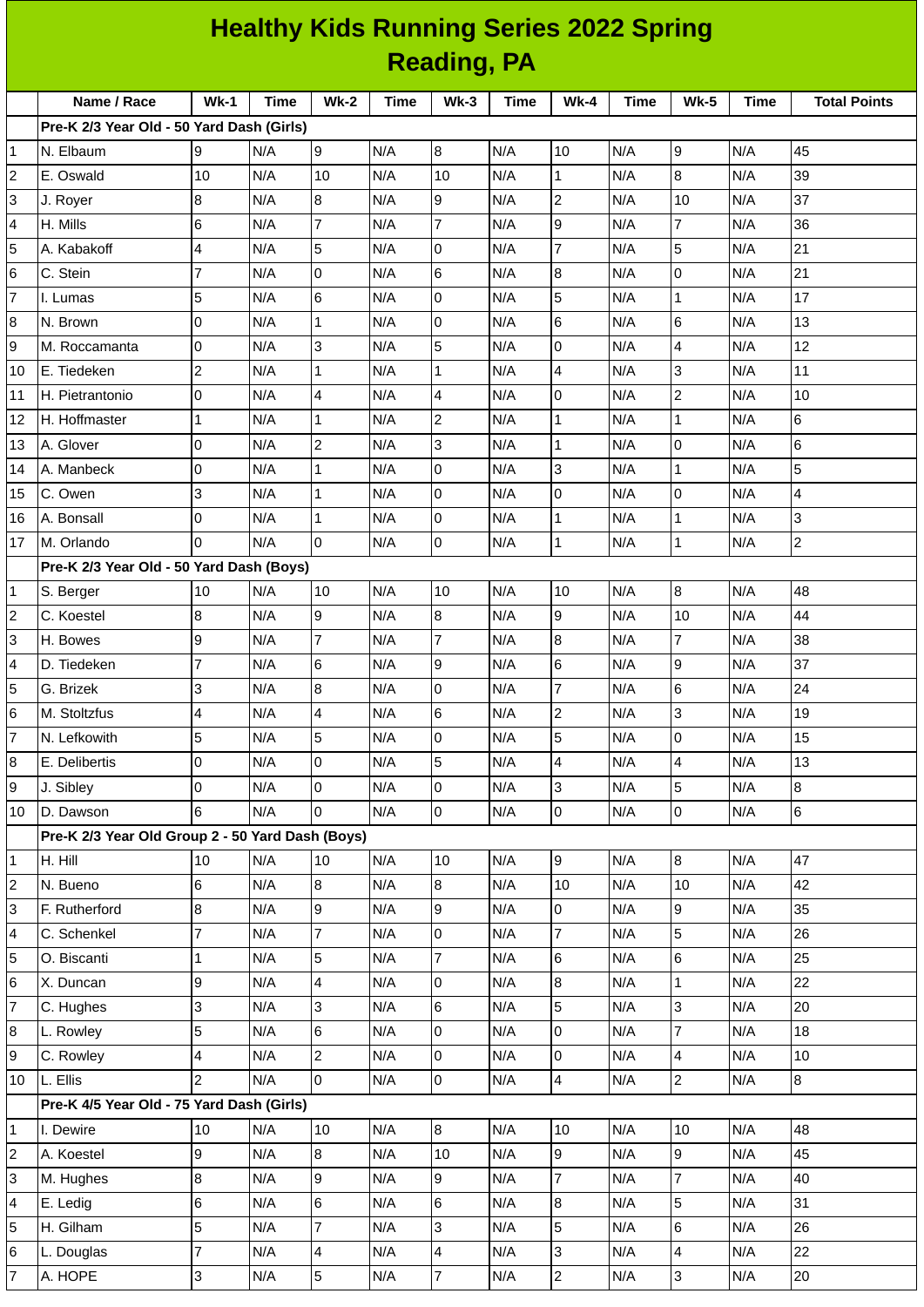# Healthy Kids Running Series 2022 Spring
## Reading, PA

| | Name / Race | Wk-1 | Time | Wk-2 | Time | Wk-3 | Time | Wk-4 | Time | Wk-5 | Time | Total Points |
|---|---|---|---|---|---|---|---|---|---|---|---|---|
| | **Pre-K 2/3 Year Old - 50 Yard Dash (Girls)** | | | | | | | | | | | |
| 1 | N. Elbaum | 9 | N/A | 9 | N/A | 8 | N/A | 10 | N/A | 9 | N/A | 45 |
| 2 | E. Oswald | 10 | N/A | 10 | N/A | 10 | N/A | 1 | N/A | 8 | N/A | 39 |
| 3 | J. Royer | 8 | N/A | 8 | N/A | 9 | N/A | 2 | N/A | 10 | N/A | 37 |
| 4 | H. Mills | 6 | N/A | 7 | N/A | 7 | N/A | 9 | N/A | 7 | N/A | 36 |
| 5 | A. Kabakoff | 4 | N/A | 5 | N/A | 0 | N/A | 7 | N/A | 5 | N/A | 21 |
| 6 | C. Stein | 7 | N/A | 0 | N/A | 6 | N/A | 8 | N/A | 0 | N/A | 21 |
| 7 | I. Lumas | 5 | N/A | 6 | N/A | 0 | N/A | 5 | N/A | 1 | N/A | 17 |
| 8 | N. Brown | 0 | N/A | 1 | N/A | 0 | N/A | 6 | N/A | 6 | N/A | 13 |
| 9 | M. Roccamanta | 0 | N/A | 3 | N/A | 5 | N/A | 0 | N/A | 4 | N/A | 12 |
| 10 | E. Tiedeken | 2 | N/A | 1 | N/A | 1 | N/A | 4 | N/A | 3 | N/A | 11 |
| 11 | H. Pietrantonio | 0 | N/A | 4 | N/A | 4 | N/A | 0 | N/A | 2 | N/A | 10 |
| 12 | H. Hoffmaster | 1 | N/A | 1 | N/A | 2 | N/A | 1 | N/A | 1 | N/A | 6 |
| 13 | A. Glover | 0 | N/A | 2 | N/A | 3 | N/A | 1 | N/A | 0 | N/A | 6 |
| 14 | A. Manbeck | 0 | N/A | 1 | N/A | 0 | N/A | 3 | N/A | 1 | N/A | 5 |
| 15 | C. Owen | 3 | N/A | 1 | N/A | 0 | N/A | 0 | N/A | 0 | N/A | 4 |
| 16 | A. Bonsall | 0 | N/A | 1 | N/A | 0 | N/A | 1 | N/A | 1 | N/A | 3 |
| 17 | M. Orlando | 0 | N/A | 0 | N/A | 0 | N/A | 1 | N/A | 1 | N/A | 2 |
| | **Pre-K 2/3 Year Old - 50 Yard Dash (Boys)** | | | | | | | | | | | |
| 1 | S. Berger | 10 | N/A | 10 | N/A | 10 | N/A | 10 | N/A | 8 | N/A | 48 |
| 2 | C. Koestel | 8 | N/A | 9 | N/A | 8 | N/A | 9 | N/A | 10 | N/A | 44 |
| 3 | H. Bowes | 9 | N/A | 7 | N/A | 7 | N/A | 8 | N/A | 7 | N/A | 38 |
| 4 | D. Tiedeken | 7 | N/A | 6 | N/A | 9 | N/A | 6 | N/A | 9 | N/A | 37 |
| 5 | G. Brizek | 3 | N/A | 8 | N/A | 0 | N/A | 7 | N/A | 6 | N/A | 24 |
| 6 | M. Stoltzfus | 4 | N/A | 4 | N/A | 6 | N/A | 2 | N/A | 3 | N/A | 19 |
| 7 | N. Lefkowith | 5 | N/A | 5 | N/A | 0 | N/A | 5 | N/A | 0 | N/A | 15 |
| 8 | E. Delibertis | 0 | N/A | 0 | N/A | 5 | N/A | 4 | N/A | 4 | N/A | 13 |
| 9 | J. Sibley | 0 | N/A | 0 | N/A | 0 | N/A | 3 | N/A | 5 | N/A | 8 |
| 10 | D. Dawson | 6 | N/A | 0 | N/A | 0 | N/A | 0 | N/A | 0 | N/A | 6 |
| | **Pre-K 2/3 Year Old Group 2 - 50 Yard Dash (Boys)** | | | | | | | | | | | |
| 1 | H. Hill | 10 | N/A | 10 | N/A | 10 | N/A | 9 | N/A | 8 | N/A | 47 |
| 2 | N. Bueno | 6 | N/A | 8 | N/A | 8 | N/A | 10 | N/A | 10 | N/A | 42 |
| 3 | F. Rutherford | 8 | N/A | 9 | N/A | 9 | N/A | 0 | N/A | 9 | N/A | 35 |
| 4 | C. Schenkel | 7 | N/A | 7 | N/A | 0 | N/A | 7 | N/A | 5 | N/A | 26 |
| 5 | O. Biscanti | 1 | N/A | 5 | N/A | 7 | N/A | 6 | N/A | 6 | N/A | 25 |
| 6 | X. Duncan | 9 | N/A | 4 | N/A | 0 | N/A | 8 | N/A | 1 | N/A | 22 |
| 7 | C. Hughes | 3 | N/A | 3 | N/A | 6 | N/A | 5 | N/A | 3 | N/A | 20 |
| 8 | L. Rowley | 5 | N/A | 6 | N/A | 0 | N/A | 0 | N/A | 7 | N/A | 18 |
| 9 | C. Rowley | 4 | N/A | 2 | N/A | 0 | N/A | 0 | N/A | 4 | N/A | 10 |
| 10 | L. Ellis | 2 | N/A | 0 | N/A | 0 | N/A | 4 | N/A | 2 | N/A | 8 |
| | **Pre-K 4/5 Year Old - 75 Yard Dash (Girls)** | | | | | | | | | | | |
| 1 | I. Dewire | 10 | N/A | 10 | N/A | 8 | N/A | 10 | N/A | 10 | N/A | 48 |
| 2 | A. Koestel | 9 | N/A | 8 | N/A | 10 | N/A | 9 | N/A | 9 | N/A | 45 |
| 3 | M. Hughes | 8 | N/A | 9 | N/A | 9 | N/A | 7 | N/A | 7 | N/A | 40 |
| 4 | E. Ledig | 6 | N/A | 6 | N/A | 6 | N/A | 8 | N/A | 5 | N/A | 31 |
| 5 | H. Gilham | 5 | N/A | 7 | N/A | 3 | N/A | 5 | N/A | 6 | N/A | 26 |
| 6 | L. Douglas | 7 | N/A | 4 | N/A | 4 | N/A | 3 | N/A | 4 | N/A | 22 |
| 7 | A. HOPE | 3 | N/A | 5 | N/A | 7 | N/A | 2 | N/A | 3 | N/A | 20 |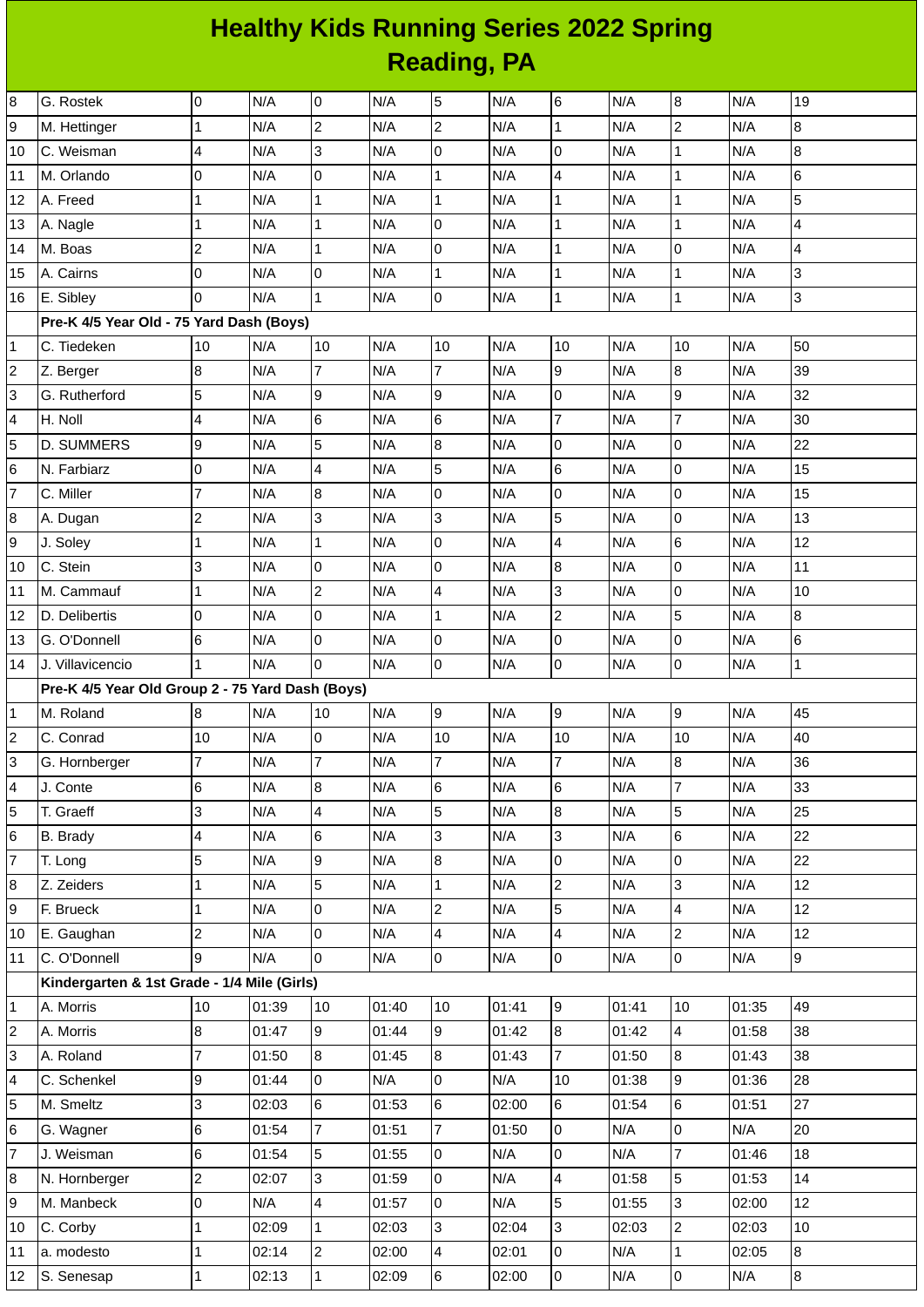# Healthy Kids Running Series 2022 Spring
## Reading, PA

| | | | | | | | | | | | | |
|---|---|---|---|---|---|---|---|---|---|---|---|---|
| 8 | G. Rostek | 0 | N/A | 0 | N/A | 5 | N/A | 6 | N/A | 8 | N/A | 19 |
| 9 | M. Hettinger | 1 | N/A | 2 | N/A | 2 | N/A | 1 | N/A | 2 | N/A | 8 |
| 10 | C. Weisman | 4 | N/A | 3 | N/A | 0 | N/A | 0 | N/A | 1 | N/A | 8 |
| 11 | M. Orlando | 0 | N/A | 0 | N/A | 1 | N/A | 4 | N/A | 1 | N/A | 6 |
| 12 | A. Freed | 1 | N/A | 1 | N/A | 1 | N/A | 1 | N/A | 1 | N/A | 5 |
| 13 | A. Nagle | 1 | N/A | 1 | N/A | 0 | N/A | 1 | N/A | 1 | N/A | 4 |
| 14 | M. Boas | 2 | N/A | 1 | N/A | 0 | N/A | 1 | N/A | 0 | N/A | 4 |
| 15 | A. Cairns | 0 | N/A | 0 | N/A | 1 | N/A | 1 | N/A | 1 | N/A | 3 |
| 16 | E. Sibley | 0 | N/A | 1 | N/A | 0 | N/A | 1 | N/A | 1 | N/A | 3 |
| | **Pre-K 4/5 Year Old - 75 Yard Dash (Boys)** | | | | | | | | | | | |
| 1 | C. Tiedeken | 10 | N/A | 10 | N/A | 10 | N/A | 10 | N/A | 10 | N/A | 50 |
| 2 | Z. Berger | 8 | N/A | 7 | N/A | 7 | N/A | 9 | N/A | 8 | N/A | 39 |
| 3 | G. Rutherford | 5 | N/A | 9 | N/A | 9 | N/A | 0 | N/A | 9 | N/A | 32 |
| 4 | H. Noll | 4 | N/A | 6 | N/A | 6 | N/A | 7 | N/A | 7 | N/A | 30 |
| 5 | D. SUMMERS | 9 | N/A | 5 | N/A | 8 | N/A | 0 | N/A | 0 | N/A | 22 |
| 6 | N. Farbiarz | 0 | N/A | 4 | N/A | 5 | N/A | 6 | N/A | 0 | N/A | 15 |
| 7 | C. Miller | 7 | N/A | 8 | N/A | 0 | N/A | 0 | N/A | 0 | N/A | 15 |
| 8 | A. Dugan | 2 | N/A | 3 | N/A | 3 | N/A | 5 | N/A | 0 | N/A | 13 |
| 9 | J. Soley | 1 | N/A | 1 | N/A | 0 | N/A | 4 | N/A | 6 | N/A | 12 |
| 10 | C. Stein | 3 | N/A | 0 | N/A | 0 | N/A | 8 | N/A | 0 | N/A | 11 |
| 11 | M. Cammauf | 1 | N/A | 2 | N/A | 4 | N/A | 3 | N/A | 0 | N/A | 10 |
| 12 | D. Delibertis | 0 | N/A | 0 | N/A | 1 | N/A | 2 | N/A | 5 | N/A | 8 |
| 13 | G. O'Donnell | 6 | N/A | 0 | N/A | 0 | N/A | 0 | N/A | 0 | N/A | 6 |
| 14 | J. Villavicencio | 1 | N/A | 0 | N/A | 0 | N/A | 0 | N/A | 0 | N/A | 1 |
| | **Pre-K 4/5 Year Old Group 2 - 75 Yard Dash (Boys)** | | | | | | | | | | | |
| 1 | M. Roland | 8 | N/A | 10 | N/A | 9 | N/A | 9 | N/A | 9 | N/A | 45 |
| 2 | C. Conrad | 10 | N/A | 0 | N/A | 10 | N/A | 10 | N/A | 10 | N/A | 40 |
| 3 | G. Hornberger | 7 | N/A | 7 | N/A | 7 | N/A | 7 | N/A | 8 | N/A | 36 |
| 4 | J. Conte | 6 | N/A | 8 | N/A | 6 | N/A | 6 | N/A | 7 | N/A | 33 |
| 5 | T. Graeff | 3 | N/A | 4 | N/A | 5 | N/A | 8 | N/A | 5 | N/A | 25 |
| 6 | B. Brady | 4 | N/A | 6 | N/A | 3 | N/A | 3 | N/A | 6 | N/A | 22 |
| 7 | T. Long | 5 | N/A | 9 | N/A | 8 | N/A | 0 | N/A | 0 | N/A | 22 |
| 8 | Z. Zeiders | 1 | N/A | 5 | N/A | 1 | N/A | 2 | N/A | 3 | N/A | 12 |
| 9 | F. Brueck | 1 | N/A | 0 | N/A | 2 | N/A | 5 | N/A | 4 | N/A | 12 |
| 10 | E. Gaughan | 2 | N/A | 0 | N/A | 4 | N/A | 4 | N/A | 2 | N/A | 12 |
| 11 | C. O'Donnell | 9 | N/A | 0 | N/A | 0 | N/A | 0 | N/A | 0 | N/A | 9 |
| | **Kindergarten & 1st Grade - 1/4 Mile (Girls)** | | | | | | | | | | | |
| 1 | A. Morris | 10 | 01:39 | 10 | 01:40 | 10 | 01:41 | 9 | 01:41 | 10 | 01:35 | 49 |
| 2 | A. Morris | 8 | 01:47 | 9 | 01:44 | 9 | 01:42 | 8 | 01:42 | 4 | 01:58 | 38 |
| 3 | A. Roland | 7 | 01:50 | 8 | 01:45 | 8 | 01:43 | 7 | 01:50 | 8 | 01:43 | 38 |
| 4 | C. Schenkel | 9 | 01:44 | 0 | N/A | 0 | N/A | 10 | 01:38 | 9 | 01:36 | 28 |
| 5 | M. Smeltz | 3 | 02:03 | 6 | 01:53 | 6 | 02:00 | 6 | 01:54 | 6 | 01:51 | 27 |
| 6 | G. Wagner | 6 | 01:54 | 7 | 01:51 | 7 | 01:50 | 0 | N/A | 0 | N/A | 20 |
| 7 | J. Weisman | 6 | 01:54 | 5 | 01:55 | 0 | N/A | 0 | N/A | 7 | 01:46 | 18 |
| 8 | N. Hornberger | 2 | 02:07 | 3 | 01:59 | 0 | N/A | 4 | 01:58 | 5 | 01:53 | 14 |
| 9 | M. Manbeck | 0 | N/A | 4 | 01:57 | 0 | N/A | 5 | 01:55 | 3 | 02:00 | 12 |
| 10 | C. Corby | 1 | 02:09 | 1 | 02:03 | 3 | 02:04 | 3 | 02:03 | 2 | 02:03 | 10 |
| 11 | a. modesto | 1 | 02:14 | 2 | 02:00 | 4 | 02:01 | 0 | N/A | 1 | 02:05 | 8 |
| 12 | S. Senesap | 1 | 02:13 | 1 | 02:09 | 6 | 02:00 | 0 | N/A | 0 | N/A | 8 |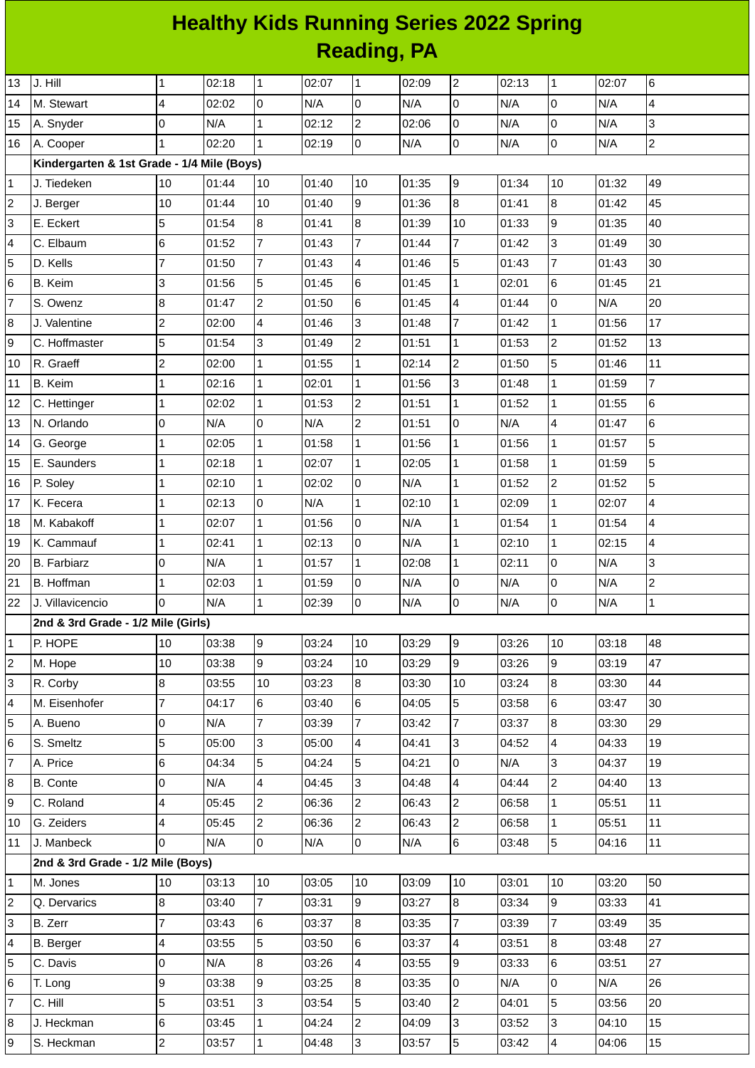# Healthy Kids Running Series 2022 Spring
## Reading, PA

| | | | | | | | | | | | | |
|---|---|---|---|---|---|---|---|---|---|---|---|---|
| 13 | J. Hill | 1 | 02:18 | 1 | 02:07 | 1 | 02:09 | 2 | 02:13 | 1 | 02:07 | 6 |
| 14 | M. Stewart | 4 | 02:02 | 0 | N/A | 0 | N/A | 0 | N/A | 0 | N/A | 4 |
| 15 | A. Snyder | 0 | N/A | 1 | 02:12 | 2 | 02:06 | 0 | N/A | 0 | N/A | 3 |
| 16 | A. Cooper | 1 | 02:20 | 1 | 02:19 | 0 | N/A | 0 | N/A | 0 | N/A | 2 |
| | **Kindergarten & 1st Grade - 1/4 Mile (Boys)** | | | | | | | | | | | |
| 1 | J. Tiedeken | 10 | 01:44 | 10 | 01:40 | 10 | 01:35 | 9 | 01:34 | 10 | 01:32 | 49 |
| 2 | J. Berger | 10 | 01:44 | 10 | 01:40 | 9 | 01:36 | 8 | 01:41 | 8 | 01:42 | 45 |
| 3 | E. Eckert | 5 | 01:54 | 8 | 01:41 | 8 | 01:39 | 10 | 01:33 | 9 | 01:35 | 40 |
| 4 | C. Elbaum | 6 | 01:52 | 7 | 01:43 | 7 | 01:44 | 7 | 01:42 | 3 | 01:49 | 30 |
| 5 | D. Kells | 7 | 01:50 | 7 | 01:43 | 4 | 01:46 | 5 | 01:43 | 7 | 01:43 | 30 |
| 6 | B. Keim | 3 | 01:56 | 5 | 01:45 | 6 | 01:45 | 1 | 02:01 | 6 | 01:45 | 21 |
| 7 | S. Owenz | 8 | 01:47 | 2 | 01:50 | 6 | 01:45 | 4 | 01:44 | 0 | N/A | 20 |
| 8 | J. Valentine | 2 | 02:00 | 4 | 01:46 | 3 | 01:48 | 7 | 01:42 | 1 | 01:56 | 17 |
| 9 | C. Hoffmaster | 5 | 01:54 | 3 | 01:49 | 2 | 01:51 | 1 | 01:53 | 2 | 01:52 | 13 |
| 10 | R. Graeff | 2 | 02:00 | 1 | 01:55 | 1 | 02:14 | 2 | 01:50 | 5 | 01:46 | 11 |
| 11 | B. Keim | 1 | 02:16 | 1 | 02:01 | 1 | 01:56 | 3 | 01:48 | 1 | 01:59 | 7 |
| 12 | C. Hettinger | 1 | 02:02 | 1 | 01:53 | 2 | 01:51 | 1 | 01:52 | 1 | 01:55 | 6 |
| 13 | N. Orlando | 0 | N/A | 0 | N/A | 2 | 01:51 | 0 | N/A | 4 | 01:47 | 6 |
| 14 | G. George | 1 | 02:05 | 1 | 01:58 | 1 | 01:56 | 1 | 01:56 | 1 | 01:57 | 5 |
| 15 | E. Saunders | 1 | 02:18 | 1 | 02:07 | 1 | 02:05 | 1 | 01:58 | 1 | 01:59 | 5 |
| 16 | P. Soley | 1 | 02:10 | 1 | 02:02 | 0 | N/A | 1 | 01:52 | 2 | 01:52 | 5 |
| 17 | K. Fecera | 1 | 02:13 | 0 | N/A | 1 | 02:10 | 1 | 02:09 | 1 | 02:07 | 4 |
| 18 | M. Kabakoff | 1 | 02:07 | 1 | 01:56 | 0 | N/A | 1 | 01:54 | 1 | 01:54 | 4 |
| 19 | K. Cammauf | 1 | 02:41 | 1 | 02:13 | 0 | N/A | 1 | 02:10 | 1 | 02:15 | 4 |
| 20 | B. Farbiarz | 0 | N/A | 1 | 01:57 | 1 | 02:08 | 1 | 02:11 | 0 | N/A | 3 |
| 21 | B. Hoffman | 1 | 02:03 | 1 | 01:59 | 0 | N/A | 0 | N/A | 0 | N/A | 2 |
| 22 | J. Villavicencio | 0 | N/A | 1 | 02:39 | 0 | N/A | 0 | N/A | 0 | N/A | 1 |
| | **2nd & 3rd Grade - 1/2 Mile (Girls)** | | | | | | | | | | | |
| 1 | P. HOPE | 10 | 03:38 | 9 | 03:24 | 10 | 03:29 | 9 | 03:26 | 10 | 03:18 | 48 |
| 2 | M. Hope | 10 | 03:38 | 9 | 03:24 | 10 | 03:29 | 9 | 03:26 | 9 | 03:19 | 47 |
| 3 | R. Corby | 8 | 03:55 | 10 | 03:23 | 8 | 03:30 | 10 | 03:24 | 8 | 03:30 | 44 |
| 4 | M. Eisenhofer | 7 | 04:17 | 6 | 03:40 | 6 | 04:05 | 5 | 03:58 | 6 | 03:47 | 30 |
| 5 | A. Bueno | 0 | N/A | 7 | 03:39 | 7 | 03:42 | 7 | 03:37 | 8 | 03:30 | 29 |
| 6 | S. Smeltz | 5 | 05:00 | 3 | 05:00 | 4 | 04:41 | 3 | 04:52 | 4 | 04:33 | 19 |
| 7 | A. Price | 6 | 04:34 | 5 | 04:24 | 5 | 04:21 | 0 | N/A | 3 | 04:37 | 19 |
| 8 | B. Conte | 0 | N/A | 4 | 04:45 | 3 | 04:48 | 4 | 04:44 | 2 | 04:40 | 13 |
| 9 | C. Roland | 4 | 05:45 | 2 | 06:36 | 2 | 06:43 | 2 | 06:58 | 1 | 05:51 | 11 |
| 10 | G. Zeiders | 4 | 05:45 | 2 | 06:36 | 2 | 06:43 | 2 | 06:58 | 1 | 05:51 | 11 |
| 11 | J. Manbeck | 0 | N/A | 0 | N/A | 0 | N/A | 6 | 03:48 | 5 | 04:16 | 11 |
| | **2nd & 3rd Grade - 1/2 Mile (Boys)** | | | | | | | | | | | |
| 1 | M. Jones | 10 | 03:13 | 10 | 03:05 | 10 | 03:09 | 10 | 03:01 | 10 | 03:20 | 50 |
| 2 | Q. Dervarics | 8 | 03:40 | 7 | 03:31 | 9 | 03:27 | 8 | 03:34 | 9 | 03:33 | 41 |
| 3 | B. Zerr | 7 | 03:43 | 6 | 03:37 | 8 | 03:35 | 7 | 03:39 | 7 | 03:49 | 35 |
| 4 | B. Berger | 4 | 03:55 | 5 | 03:50 | 6 | 03:37 | 4 | 03:51 | 8 | 03:48 | 27 |
| 5 | C. Davis | 0 | N/A | 8 | 03:26 | 4 | 03:55 | 9 | 03:33 | 6 | 03:51 | 27 |
| 6 | T. Long | 9 | 03:38 | 9 | 03:25 | 8 | 03:35 | 0 | N/A | 0 | N/A | 26 |
| 7 | C. Hill | 5 | 03:51 | 3 | 03:54 | 5 | 03:40 | 2 | 04:01 | 5 | 03:56 | 20 |
| 8 | J. Heckman | 6 | 03:45 | 1 | 04:24 | 2 | 04:09 | 3 | 03:52 | 3 | 04:10 | 15 |
| 9 | S. Heckman | 2 | 03:57 | 1 | 04:48 | 3 | 03:57 | 5 | 03:42 | 4 | 04:06 | 15 |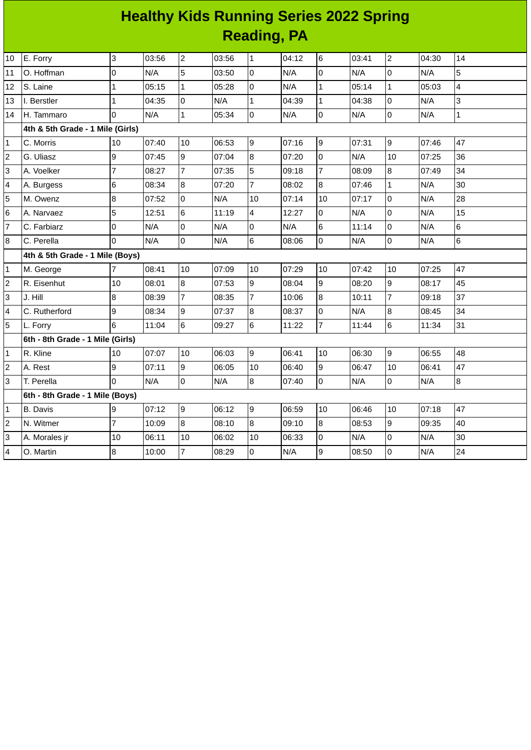# Healthy Kids Running Series 2022 Spring
## Reading, PA

| | | | | | | | | | | | | |
|---|---|---|---|---|---|---|---|---|---|---|---|---|
| 10 | E. Forry | 3 | 03:56 | 2 | 03:56 | 1 | 04:12 | 6 | 03:41 | 2 | 04:30 | 14 |
| 11 | O. Hoffman | 0 | N/A | 5 | 03:50 | 0 | N/A | 0 | N/A | 0 | N/A | 5 |
| 12 | S. Laine | 1 | 05:15 | 1 | 05:28 | 0 | N/A | 1 | 05:14 | 1 | 05:03 | 4 |
| 13 | I. Berstler | 1 | 04:35 | 0 | N/A | 1 | 04:39 | 1 | 04:38 | 0 | N/A | 3 |
| 14 | H. Tammaro | 0 | N/A | 1 | 05:34 | 0 | N/A | 0 | N/A | 0 | N/A | 1 |
| | **4th & 5th Grade - 1 Mile (Girls)** | | | | | | | | | | | |
| 1 | C. Morris | 10 | 07:40 | 10 | 06:53 | 9 | 07:16 | 9 | 07:31 | 9 | 07:46 | 47 |
| 2 | G. Uliasz | 9 | 07:45 | 9 | 07:04 | 8 | 07:20 | 0 | N/A | 10 | 07:25 | 36 |
| 3 | A. Voelker | 7 | 08:27 | 7 | 07:35 | 5 | 09:18 | 7 | 08:09 | 8 | 07:49 | 34 |
| 4 | A. Burgess | 6 | 08:34 | 8 | 07:20 | 7 | 08:02 | 8 | 07:46 | 1 | N/A | 30 |
| 5 | M. Owenz | 8 | 07:52 | 0 | N/A | 10 | 07:14 | 10 | 07:17 | 0 | N/A | 28 |
| 6 | A. Narvaez | 5 | 12:51 | 6 | 11:19 | 4 | 12:27 | 0 | N/A | 0 | N/A | 15 |
| 7 | C. Farbiarz | 0 | N/A | 0 | N/A | 0 | N/A | 6 | 11:14 | 0 | N/A | 6 |
| 8 | C. Perella | 0 | N/A | 0 | N/A | 6 | 08:06 | 0 | N/A | 0 | N/A | 6 |
| | **4th & 5th Grade - 1 Mile (Boys)** | | | | | | | | | | | |
| 1 | M. George | 7 | 08:41 | 10 | 07:09 | 10 | 07:29 | 10 | 07:42 | 10 | 07:25 | 47 |
| 2 | R. Eisenhut | 10 | 08:01 | 8 | 07:53 | 9 | 08:04 | 9 | 08:20 | 9 | 08:17 | 45 |
| 3 | J. Hill | 8 | 08:39 | 7 | 08:35 | 7 | 10:06 | 8 | 10:11 | 7 | 09:18 | 37 |
| 4 | C. Rutherford | 9 | 08:34 | 9 | 07:37 | 8 | 08:37 | 0 | N/A | 8 | 08:45 | 34 |
| 5 | L. Forry | 6 | 11:04 | 6 | 09:27 | 6 | 11:22 | 7 | 11:44 | 6 | 11:34 | 31 |
| | **6th - 8th Grade - 1 Mile (Girls)** | | | | | | | | | | | |
| 1 | R. Kline | 10 | 07:07 | 10 | 06:03 | 9 | 06:41 | 10 | 06:30 | 9 | 06:55 | 48 |
| 2 | A. Rest | 9 | 07:11 | 9 | 06:05 | 10 | 06:40 | 9 | 06:47 | 10 | 06:41 | 47 |
| 3 | T. Perella | 0 | N/A | 0 | N/A | 8 | 07:40 | 0 | N/A | 0 | N/A | 8 |
| | **6th - 8th Grade - 1 Mile (Boys)** | | | | | | | | | | | |
| 1 | B. Davis | 9 | 07:12 | 9 | 06:12 | 9 | 06:59 | 10 | 06:46 | 10 | 07:18 | 47 |
| 2 | N. Witmer | 7 | 10:09 | 8 | 08:10 | 8 | 09:10 | 8 | 08:53 | 9 | 09:35 | 40 |
| 3 | A. Morales jr | 10 | 06:11 | 10 | 06:02 | 10 | 06:33 | 0 | N/A | 0 | N/A | 30 |
| 4 | O. Martin | 8 | 10:00 | 7 | 08:29 | 0 | N/A | 9 | 08:50 | 0 | N/A | 24 |